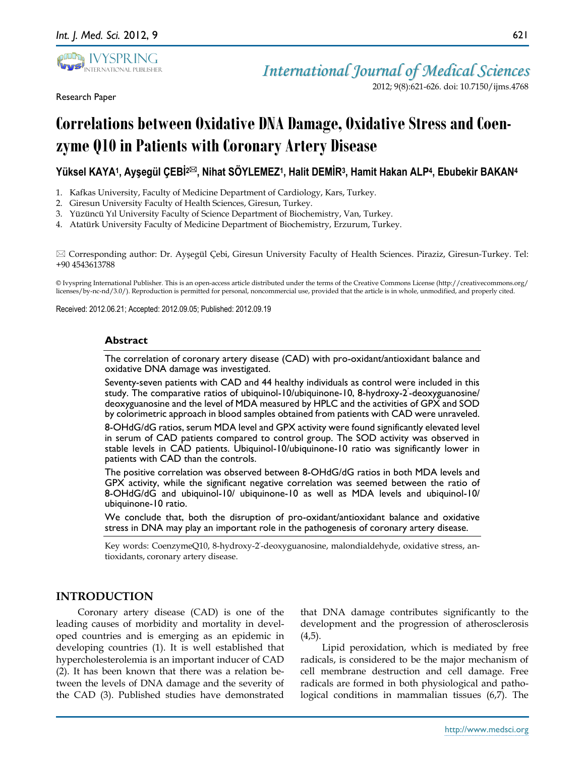Research Paper

# Correlations between Oxidative DNA Damage, Oxidative Stress and Coenzyme Q10 in Patients with Coronary Artery Disease

**Yüksel KAYA[1], Ayşegül ÇEBİ[2]✉, Nihat SÖYLEMEZ[1], Halit DEMİR[3], Hamit Hakan ALP[4], Ebubekir BAKAN[4]**

1. Kafkas University, Faculty of Medicine Department of Cardiology, Kars, Turkey.
2. Giresun University Faculty of Health Sciences, Giresun, Turkey.
3. Yüzüncü Yıl University Faculty of Science Department of Biochemistry, Van, Turkey.
4. Atatürk University Faculty of Medicine Department of Biochemistry, Erzurum, Turkey.

✉ Corresponding author: Dr. Ayşegül Çebi, Giresun University Faculty of Health Sciences. Piraziz, Giresun-Turkey. Tel: +90 4543613788

© Ivyspring International Publisher. This is an open-access article distributed under the terms of the Creative Commons License (http://creativecommons.org/licenses/by-nc-nd/3.0/). Reproduction is permitted for personal, noncommercial use, provided that the article is in whole, unmodified, and properly cited.

Received: 2012.06.21; Accepted: 2012.09.05; Published: 2012.09.19

## Abstract

The correlation of coronary artery disease (CAD) with pro-oxidant/antioxidant balance and oxidative DNA damage was investigated.

Seventy-seven patients with CAD and 44 healthy individuals as control were included in this study. The comparative ratios of ubiquinol-10/ubiquinone-10, 8-hydroxy-2′-deoxyguanosine/deoxyguanosine and the level of MDA measured by HPLC and the activities of GPX and SOD by colorimetric approach in blood samples obtained from patients with CAD were unraveled.

8-OHdG/dG ratios, serum MDA level and GPX activity were found significantly elevated level in serum of CAD patients compared to control group. The SOD activity was observed in stable levels in CAD patients. Ubiquinol-10/ubiquinone-10 ratio was significantly lower in patients with CAD than the controls.

The positive correlation was observed between 8-OHdG/dG ratios in both MDA levels and GPX activity, while the significant negative correlation was seemed between the ratio of 8-OHdG/dG and ubiquinol-10/ ubiquinone-10 as well as MDA levels and ubiquinol-10/ubiquinone-10 ratio.

We conclude that, both the disruption of pro-oxidant/antioxidant balance and oxidative stress in DNA may play an important role in the pathogenesis of coronary artery disease.

Key words: CoenzymeQ10, 8-hydroxy-2′-deoxyguanosine, malondialdehyde, oxidative stress, antioxidants, coronary artery disease.

## INTRODUCTION

Coronary artery disease (CAD) is one of the leading causes of morbidity and mortality in developed countries and is emerging as an epidemic in developing countries (1). It is well established that hypercholesterolemia is an important inducer of CAD (2). It has been known that there was a relation between the levels of DNA damage and the severity of the CAD (3). Published studies have demonstrated that DNA damage contributes significantly to the development and the progression of atherosclerosis (4,5).

Lipid peroxidation, which is mediated by free radicals, is considered to be the major mechanism of cell membrane destruction and cell damage. Free radicals are formed in both physiological and pathological conditions in mammalian tissues (6,7). The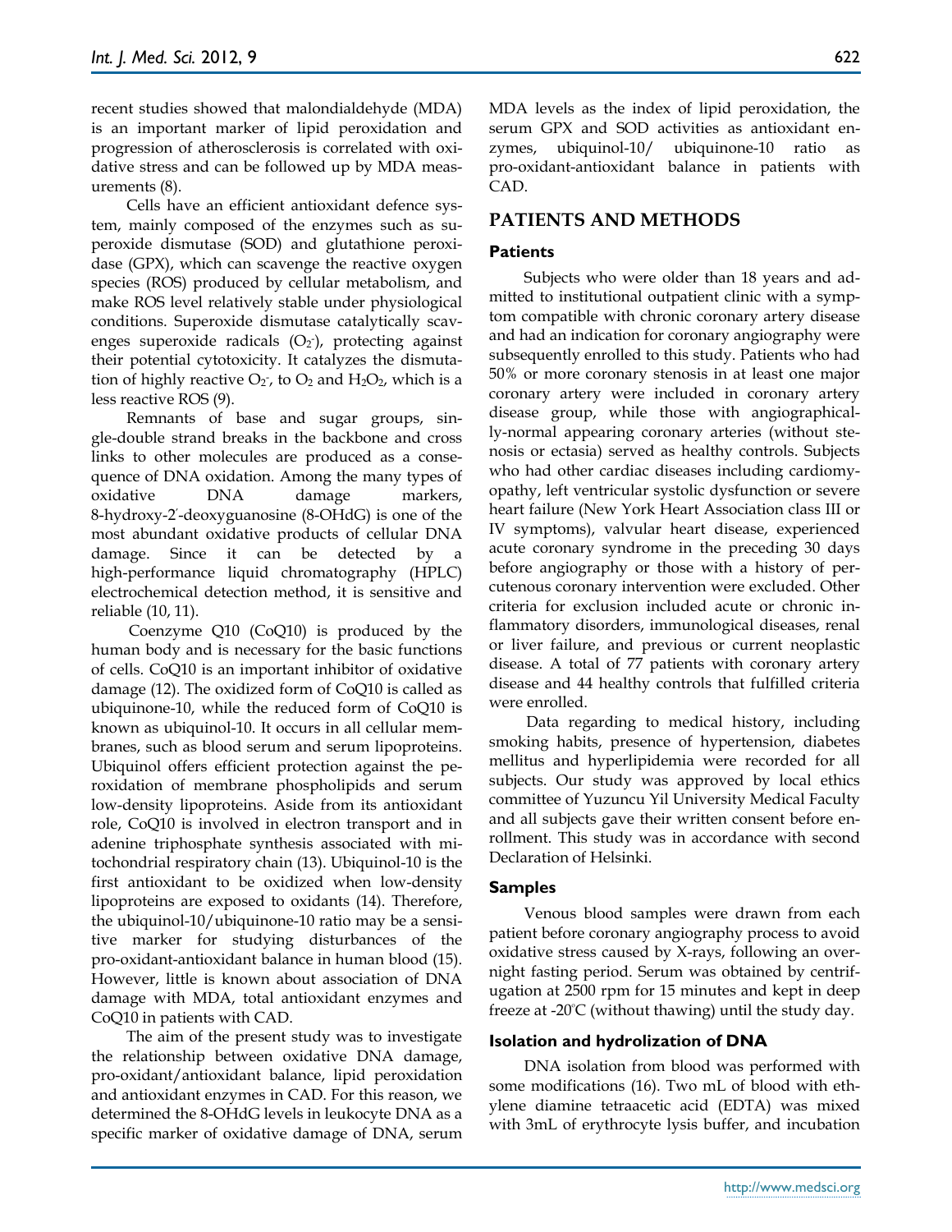recent studies showed that malondialdehyde (MDA) is an important marker of lipid peroxidation and progression of atherosclerosis is correlated with oxidative stress and can be followed up by MDA measurements (8).

Cells have an efficient antioxidant defence system, mainly composed of the enzymes such as superoxide dismutase (SOD) and glutathione peroxidase (GPX), which can scavenge the reactive oxygen species (ROS) produced by cellular metabolism, and make ROS level relatively stable under physiological conditions. Superoxide dismutase catalytically scavenges superoxide radicals ($O_2^-$), protecting against their potential cytotoxicity. It catalyzes the dismutation of highly reactive $O_2^-$, to $O_2$ and $H_2O_2$, which is a less reactive ROS (9).

Remnants of base and sugar groups, single-double strand breaks in the backbone and cross links to other molecules are produced as a consequence of DNA oxidation. Among the many types of oxidative DNA damage markers, 8-hydroxy-2'-deoxyguanosine (8-OHdG) is one of the most abundant oxidative products of cellular DNA damage. Since it can be detected by a high-performance liquid chromatography (HPLC) electrochemical detection method, it is sensitive and reliable (10, 11).

Coenzyme Q10 (CoQ10) is produced by the human body and is necessary for the basic functions of cells. CoQ10 is an important inhibitor of oxidative damage (12). The oxidized form of CoQ10 is called as ubiquinone-10, while the reduced form of CoQ10 is known as ubiquinol-10. It occurs in all cellular membranes, such as blood serum and serum lipoproteins. Ubiquinol offers efficient protection against the peroxidation of membrane phospholipids and serum low-density lipoproteins. Aside from its antioxidant role, CoQ10 is involved in electron transport and in adenine triphosphate synthesis associated with mitochondrial respiratory chain (13). Ubiquinol-10 is the first antioxidant to be oxidized when low-density lipoproteins are exposed to oxidants (14). Therefore, the ubiquinol-10/ubiquinone-10 ratio may be a sensitive marker for studying disturbances of the pro-oxidant-antioxidant balance in human blood (15). However, little is known about association of DNA damage with MDA, total antioxidant enzymes and CoQ10 in patients with CAD.

The aim of the present study was to investigate the relationship between oxidative DNA damage, pro-oxidant/antioxidant balance, lipid peroxidation and antioxidant enzymes in CAD. For this reason, we determined the 8-OHdG levels in leukocyte DNA as a specific marker of oxidative damage of DNA, serum MDA levels as the index of lipid peroxidation, the serum GPX and SOD activities as antioxidant enzymes, ubiquinol-10/ ubiquinone-10 ratio as pro-oxidant-antioxidant balance in patients with CAD.

## PATIENTS AND METHODS

### Patients

Subjects who were older than 18 years and admitted to institutional outpatient clinic with a symptom compatible with chronic coronary artery disease and had an indication for coronary angiography were subsequently enrolled to this study. Patients who had 50% or more coronary stenosis in at least one major coronary artery were included in coronary artery disease group, while those with angiographically-normal appearing coronary arteries (without stenosis or ectasia) served as healthy controls. Subjects who had other cardiac diseases including cardiomyopathy, left ventricular systolic dysfunction or severe heart failure (New York Heart Association class III or IV symptoms), valvular heart disease, experienced acute coronary syndrome in the preceding 30 days before angiography or those with a history of percutenous coronary intervention were excluded. Other criteria for exclusion included acute or chronic inflammatory disorders, immunological diseases, renal or liver failure, and previous or current neoplastic disease. A total of 77 patients with coronary artery disease and 44 healthy controls that fulfilled criteria were enrolled.

Data regarding to medical history, including smoking habits, presence of hypertension, diabetes mellitus and hyperlipidemia were recorded for all subjects. Our study was approved by local ethics committee of Yuzuncu Yil University Medical Faculty and all subjects gave their written consent before enrollment. This study was in accordance with second Declaration of Helsinki.

### Samples

Venous blood samples were drawn from each patient before coronary angiography process to avoid oxidative stress caused by X-rays, following an overnight fasting period. Serum was obtained by centrifugation at 2500 rpm for 15 minutes and kept in deep freeze at -20°C (without thawing) until the study day.

### Isolation and hydrolization of DNA

DNA isolation from blood was performed with some modifications (16). Two mL of blood with ethylene diamine tetraacetic acid (EDTA) was mixed with 3mL of erythrocyte lysis buffer, and incubation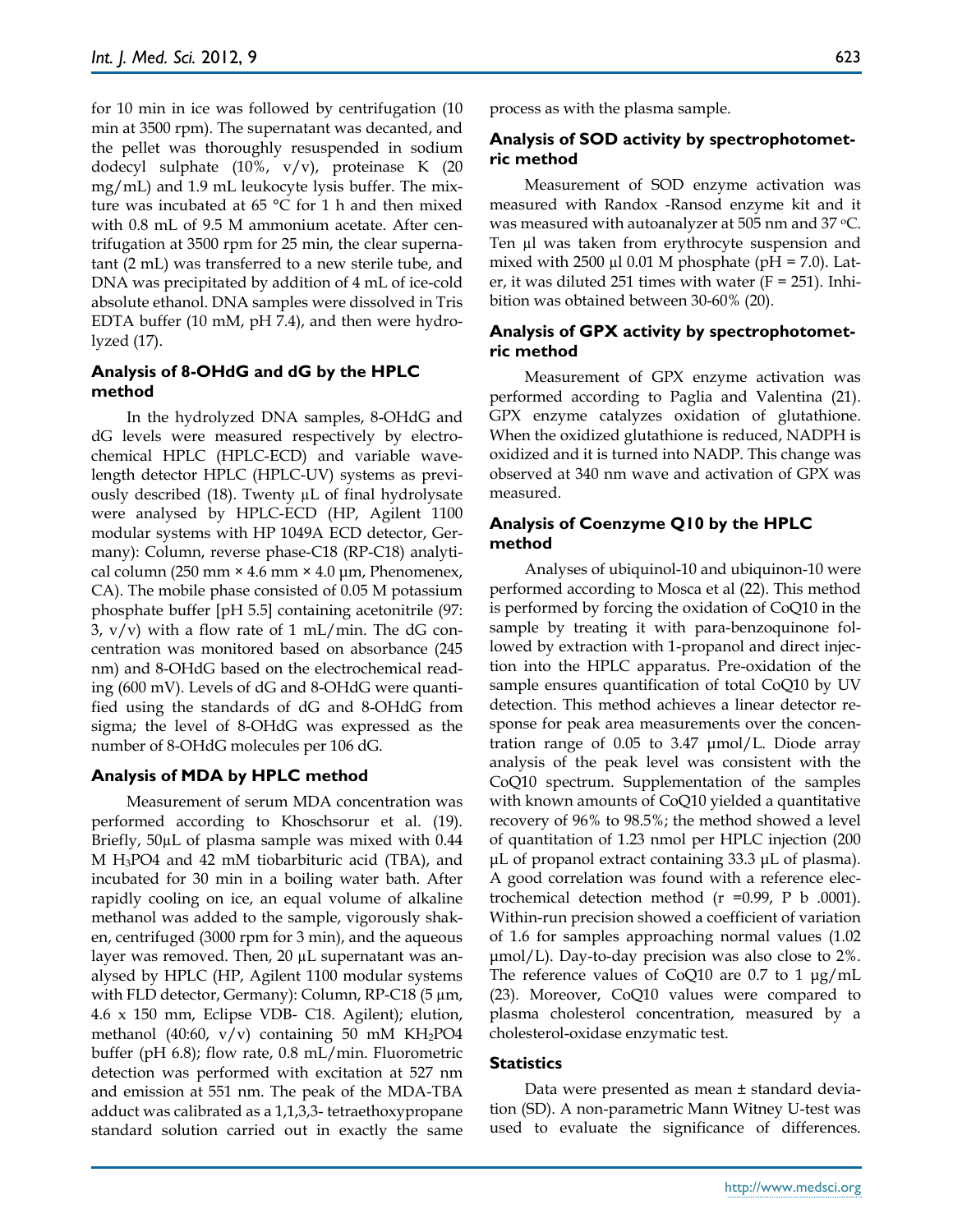for 10 min in ice was followed by centrifugation (10 min at 3500 rpm). The supernatant was decanted, and the pellet was thoroughly resuspended in sodium dodecyl sulphate (10%, v/v), proteinase K (20 mg/mL) and 1.9 mL leukocyte lysis buffer. The mixture was incubated at 65 °C for 1 h and then mixed with 0.8 mL of 9.5 M ammonium acetate. After centrifugation at 3500 rpm for 25 min, the clear supernatant (2 mL) was transferred to a new sterile tube, and DNA was precipitated by addition of 4 mL of ice-cold absolute ethanol. DNA samples were dissolved in Tris EDTA buffer (10 mM, pH 7.4), and then were hydrolyzed (17).

### Analysis of 8-OHdG and dG by the HPLC method

In the hydrolyzed DNA samples, 8-OHdG and dG levels were measured respectively by electrochemical HPLC (HPLC-ECD) and variable wavelength detector HPLC (HPLC-UV) systems as previously described (18). Twenty µL of final hydrolysate were analysed by HPLC-ECD (HP, Agilent 1100 modular systems with HP 1049A ECD detector, Germany): Column, reverse phase-C18 (RP-C18) analytical column (250 mm × 4.6 mm × 4.0 µm, Phenomenex, CA). The mobile phase consisted of 0.05 M potassium phosphate buffer [pH 5.5] containing acetonitrile (97: 3, v/v) with a flow rate of 1 mL/min. The dG concentration was monitored based on absorbance (245 nm) and 8-OHdG based on the electrochemical reading (600 mV). Levels of dG and 8-OHdG were quantified using the standards of dG and 8-OHdG from sigma; the level of 8-OHdG was expressed as the number of 8-OHdG molecules per $10^6$ dG.

### Analysis of MDA by HPLC method

Measurement of serum MDA concentration was performed according to Khoschsorur et al. (19). Briefly, 50µL of plasma sample was mixed with 0.44 M $H_3PO_4$ and 42 mM tiobarbituric acid (TBA), and incubated for 30 min in a boiling water bath. After rapidly cooling on ice, an equal volume of alkaline methanol was added to the sample, vigorously shaken, centrifuged (3000 rpm for 3 min), and the aqueous layer was removed. Then, 20 µL supernatant was analysed by HPLC (HP, Agilent 1100 modular systems with FLD detector, Germany): Column, RP-C18 (5 µm, 4.6 x 150 mm, Eclipse VDB- C18. Agilent); elution, methanol (40:60, v/v) containing 50 mM $KH_2PO_4$ buffer (pH 6.8); flow rate, 0.8 mL/min. Fluorometric detection was performed with excitation at 527 nm and emission at 551 nm. The peak of the MDA-TBA adduct was calibrated as a 1,1,3,3- tetraethoxypropane standard solution carried out in exactly the same process as with the plasma sample.

### Analysis of SOD activity by spectrophotometric method

Measurement of SOD enzyme activation was measured with Randox -Ransod enzyme kit and it was measured with autoanalyzer at 505 nm and 37 °C. Ten µl was taken from erythrocyte suspension and mixed with 2500 µl 0.01 M phosphate (pH = 7.0). Later, it was diluted 251 times with water (F = 251). Inhibition was obtained between 30-60% (20).

### Analysis of GPX activity by spectrophotometric method

Measurement of GPX enzyme activation was performed according to Paglia and Valentina (21). GPX enzyme catalyzes oxidation of glutathione. When the oxidized glutathione is reduced, NADPH is oxidized and it is turned into NADP. This change was observed at 340 nm wave and activation of GPX was measured.

### Analysis of Coenzyme Q10 by the HPLC method

Analyses of ubiquinol-10 and ubiquinon-10 were performed according to Mosca et al (22). This method is performed by forcing the oxidation of CoQ10 in the sample by treating it with para-benzoquinone followed by extraction with 1-propanol and direct injection into the HPLC apparatus. Pre-oxidation of the sample ensures quantification of total CoQ10 by UV detection. This method achieves a linear detector response for peak area measurements over the concentration range of 0.05 to 3.47 µmol/L. Diode array analysis of the peak level was consistent with the CoQ10 spectrum. Supplementation of the samples with known amounts of CoQ10 yielded a quantitative recovery of 96% to 98.5%; the method showed a level of quantitation of 1.23 nmol per HPLC injection (200 µL of propanol extract containing 33.3 µL of plasma). A good correlation was found with a reference electrochemical detection method (r =0.99, P b .0001). Within-run precision showed a coefficient of variation of 1.6 for samples approaching normal values (1.02 µmol/L). Day-to-day precision was also close to 2%. The reference values of CoQ10 are 0.7 to 1 µg/mL (23). Moreover, CoQ10 values were compared to plasma cholesterol concentration, measured by a cholesterol-oxidase enzymatic test.

### Statistics

Data were presented as mean ± standard deviation (SD). A non-parametric Mann Witney U-test was used to evaluate the significance of differences.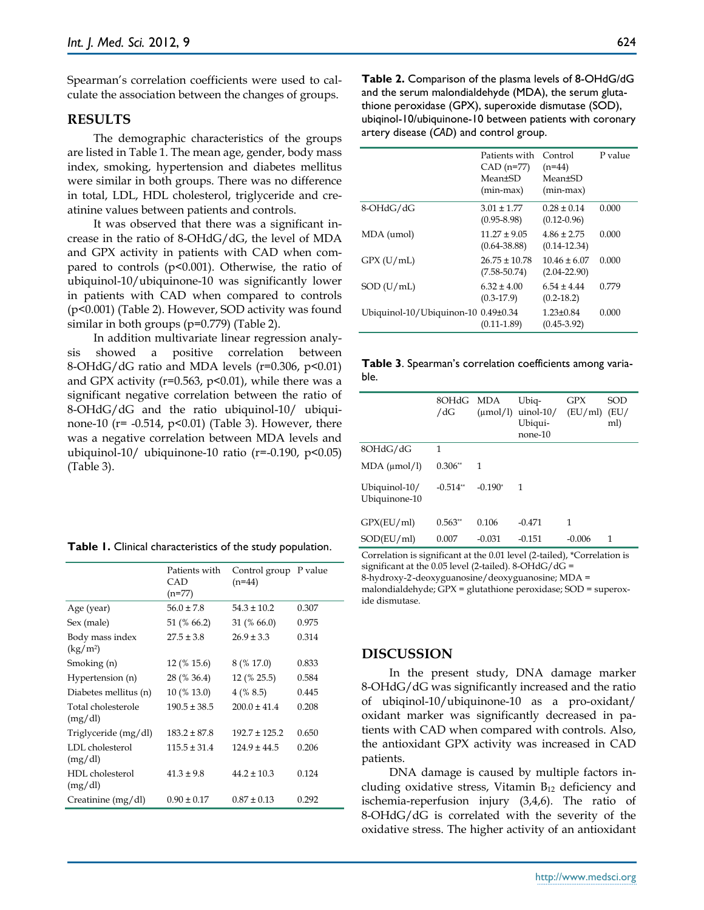Spearman's correlation coefficients were used to calculate the association between the changes of groups.

## RESULTS

The demographic characteristics of the groups are listed in Table 1. The mean age, gender, body mass index, smoking, hypertension and diabetes mellitus were similar in both groups. There was no difference in total, LDL, HDL cholesterol, triglyceride and creatinine values between patients and controls.

It was observed that there was a significant increase in the ratio of 8-OHdG/dG, the level of MDA and GPX activity in patients with CAD when compared to controls ($p<0.001$). Otherwise, the ratio of ubiquinol-10/ubiquinone-10 was significantly lower in patients with CAD when compared to controls ($p<0.001$) (Table 2). However, SOD activity was found similar in both groups ($p=0.779$) (Table 2).

In addition multivariate linear regression analysis showed a positive correlation between 8-OHdG/dG ratio and MDA levels ($r=0.306$, $p<0.01$) and GPX activity ($r=0.563$, $p<0.01$), while there was a significant negative correlation between the ratio of 8-OHdG/dG and the ratio ubiquinol-10/ ubiquinone-10 ($r= -0.514$, $p<0.01$) (Table 3). However, there was a negative correlation between MDA levels and ubiquinol-10/ ubiquinone-10 ratio ($r=-0.190$, $p<0.05$) (Table 3).

**Table 1.** Clinical characteristics of the study population.

| | Patients with CAD (n=77) | Control group (n=44) | P value |
|---|---|---|---|
| Age (year) | 56.0 ± 7.8 | 54.3 ± 10.2 | 0.307 |
| Sex (male) | 51 (% 66.2) | 31 (% 66.0) | 0.975 |
| Body mass index (kg/m²) | 27.5 ± 3.8 | 26.9 ± 3.3 | 0.314 |
| Smoking (n) | 12 (% 15.6) | 8 (% 17.0) | 0.833 |
| Hypertension (n) | 28 (% 36.4) | 12 (% 25.5) | 0.584 |
| Diabetes mellitus (n) | 10 (% 13.0) | 4 (% 8.5) | 0.445 |
| Total cholesterole (mg/dl) | 190.5 ± 38.5 | 200.0 ± 41.4 | 0.208 |
| Triglyceride (mg/dl) | 183.2 ± 87.8 | 192.7 ± 125.2 | 0.650 |
| LDL cholesterol (mg/dl) | 115.5 ± 31.4 | 124.9 ± 44.5 | 0.206 |
| HDL cholesterol (mg/dl) | 41.3 ± 9.8 | 44.2 ± 10.3 | 0.124 |
| Creatinine (mg/dl) | 0.90 ± 0.17 | 0.87 ± 0.13 | 0.292 |

**Table 2.** Comparison of the plasma levels of 8-OHdG/dG and the serum malondialdehyde (MDA), the serum glutathione peroxidase (GPX), superoxide dismutase (SOD), ubiqinol-10/ubiquinone-10 between patients with coronary artery disease (*CAD*) and control group.

| | Patients with CAD (n=77) Mean±SD (min-max) | Control (n=44) Mean±SD (min-max) | P value |
|---|---|---|---|
| 8-OHdG/dG | 3.01 ± 1.77 (0.95-8.98) | 0.28 ± 0.14 (0.12-0.96) | 0.000 |
| MDA (umol) | 11.27 ± 9.05 (0.64-38.88) | 4.86 ± 2.75 (0.14-12.34) | 0.000 |
| GPX (U/mL) | 26.75 ± 10.78 (7.58-50.74) | 10.46 ± 6.07 (2.04-22.90) | 0.000 |
| SOD (U/mL) | 6.32 ± 4.00 (0.3-17.9) | 6.54 ± 4.44 (0.2-18.2) | 0.779 |
| Ubiquinol-10/Ubiquinon-10 | 0.49±0.34 (0.11-1.89) | 1.23±0.84 (0.45-3.92) | 0.000 |

**Table 3**. Spearman's correlation coefficients among variable.

| | 8OHdG /dG | MDA (μmol/l) | Ubiquinol-10/ Ubiquinone-10 | GPX (EU/ml) | SOD (EU/ ml) |
|---|---|---|---|---|---|
| 8OHdG/dG | 1 | | | | |
| MDA (μmol/l) | 0.306** | 1 | | | |
| Ubiquinol-10/ Ubiquinone-10 | -0.514** | -0.190* | 1 | | |
| GPX(EU/ml) | 0.563** | 0.106 | -0.471 | 1 | |
| SOD(EU/ml) | 0.007 | -0.031 | -0.151 | -0.006 | 1 |

Correlation is significant at the 0.01 level (2-tailed), *Correlation is significant at the 0.05 level (2-tailed). 8-OHdG/dG = 8-hydroxy-2'-deoxyguanosine/deoxyguanosine; MDA = malondialdehyde; GPX = glutathione peroxidase; SOD = superoxide dismutase.

## DISCUSSION

In the present study, DNA damage marker 8-OHdG/dG was significantly increased and the ratio of ubiqinol-10/ubiquinone-10 as a pro-oxidant/ oxidant marker was significantly decreased in patients with CAD when compared with controls. Also, the antioxidant GPX activity was increased in CAD patients.

DNA damage is caused by multiple factors including oxidative stress, Vitamin $B_{12}$ deficiency and ischemia-reperfusion injury (3,4,6). The ratio of 8-OHdG/dG is correlated with the severity of the oxidative stress. The higher activity of an antioxidant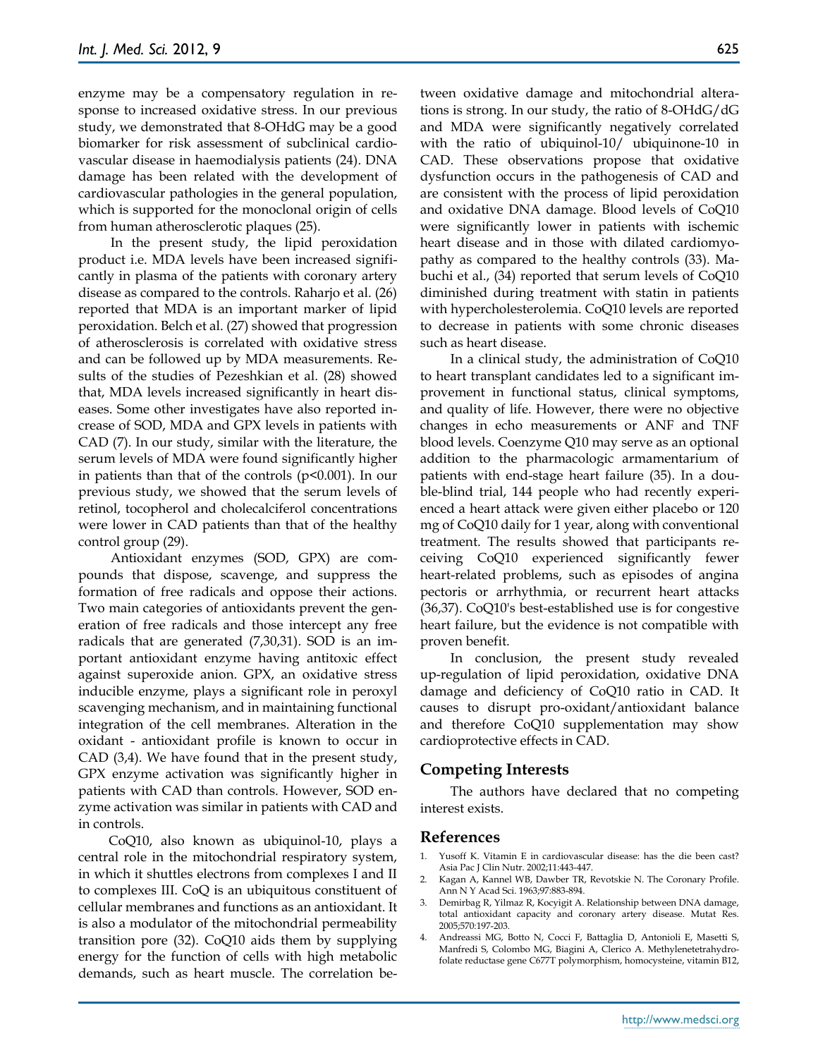enzyme may be a compensatory regulation in response to increased oxidative stress. In our previous study, we demonstrated that 8-OHdG may be a good biomarker for risk assessment of subclinical cardiovascular disease in haemodialysis patients (24). DNA damage has been related with the development of cardiovascular pathologies in the general population, which is supported for the monoclonal origin of cells from human atherosclerotic plaques (25).

In the present study, the lipid peroxidation product i.e. MDA levels have been increased significantly in plasma of the patients with coronary artery disease as compared to the controls. Raharjo et al. (26) reported that MDA is an important marker of lipid peroxidation. Belch et al. (27) showed that progression of atherosclerosis is correlated with oxidative stress and can be followed up by MDA measurements. Results of the studies of Pezeshkian et al. (28) showed that, MDA levels increased significantly in heart diseases. Some other investigates have also reported increase of SOD, MDA and GPX levels in patients with CAD (7). In our study, similar with the literature, the serum levels of MDA were found significantly higher in patients than that of the controls ($p<0.001$). In our previous study, we showed that the serum levels of retinol, tocopherol and cholecalciferol concentrations were lower in CAD patients than that of the healthy control group (29).

Antioxidant enzymes (SOD, GPX) are compounds that dispose, scavenge, and suppress the formation of free radicals and oppose their actions. Two main categories of antioxidants prevent the generation of free radicals and those intercept any free radicals that are generated (7,30,31). SOD is an important antioxidant enzyme having antitoxic effect against superoxide anion. GPX, an oxidative stress inducible enzyme, plays a significant role in peroxyl scavenging mechanism, and in maintaining functional integration of the cell membranes. Alteration in the oxidant - antioxidant profile is known to occur in CAD (3,4). We have found that in the present study, GPX enzyme activation was significantly higher in patients with CAD than controls. However, SOD enzyme activation was similar in patients with CAD and in controls.

CoQ10, also known as ubiquinol-10, plays a central role in the mitochondrial respiratory system, in which it shuttles electrons from complexes I and II to complexes III. CoQ is an ubiquitous constituent of cellular membranes and functions as an antioxidant. It is also a modulator of the mitochondrial permeability transition pore (32). CoQ10 aids them by supplying energy for the function of cells with high metabolic demands, such as heart muscle. The correlation between oxidative damage and mitochondrial alterations is strong. In our study, the ratio of 8-OHdG/dG and MDA were significantly negatively correlated with the ratio of ubiquinol-10/ ubiquinone-10 in CAD. These observations propose that oxidative dysfunction occurs in the pathogenesis of CAD and are consistent with the process of lipid peroxidation and oxidative DNA damage. Blood levels of CoQ10 were significantly lower in patients with ischemic heart disease and in those with dilated cardiomyopathy as compared to the healthy controls (33). Mabuchi et al., (34) reported that serum levels of CoQ10 diminished during treatment with statin in patients with hypercholesterolemia. CoQ10 levels are reported to decrease in patients with some chronic diseases such as heart disease.

In a clinical study, the administration of CoQ10 to heart transplant candidates led to a significant improvement in functional status, clinical symptoms, and quality of life. However, there were no objective changes in echo measurements or ANF and TNF blood levels. Coenzyme Q10 may serve as an optional addition to the pharmacologic armamentarium of patients with end-stage heart failure (35). In a double-blind trial, 144 people who had recently experienced a heart attack were given either placebo or 120 mg of CoQ10 daily for 1 year, along with conventional treatment. The results showed that participants receiving CoQ10 experienced significantly fewer heart-related problems, such as episodes of angina pectoris or arrhythmia, or recurrent heart attacks (36,37). CoQ10's best-established use is for congestive heart failure, but the evidence is not compatible with proven benefit.

In conclusion, the present study revealed up-regulation of lipid peroxidation, oxidative DNA damage and deficiency of CoQ10 ratio in CAD. It causes to disrupt pro-oxidant/antioxidant balance and therefore CoQ10 supplementation may show cardioprotective effects in CAD.

## Competing Interests

The authors have declared that no competing interest exists.

## References

1. Yusoff K. Vitamin E in cardiovascular disease: has the die been cast? Asia Pac J Clin Nutr. 2002;11:443-447.
2. Kagan A, Kannel WB, Dawber TR, Revotskie N. The Coronary Profile. Ann N Y Acad Sci. 1963;97:883-894.
3. Demirbag R, Yilmaz R, Kocyigit A. Relationship between DNA damage, total antioxidant capacity and coronary artery disease. Mutat Res. 2005;570:197-203.
4. Andreassi MG, Botto N, Cocci F, Battaglia D, Antonioli E, Masetti S, Manfredi S, Colombo MG, Biagini A, Clerico A. Methylenetetrahydrofolate reductase gene C677T polymorphism, homocysteine, vitamin B12,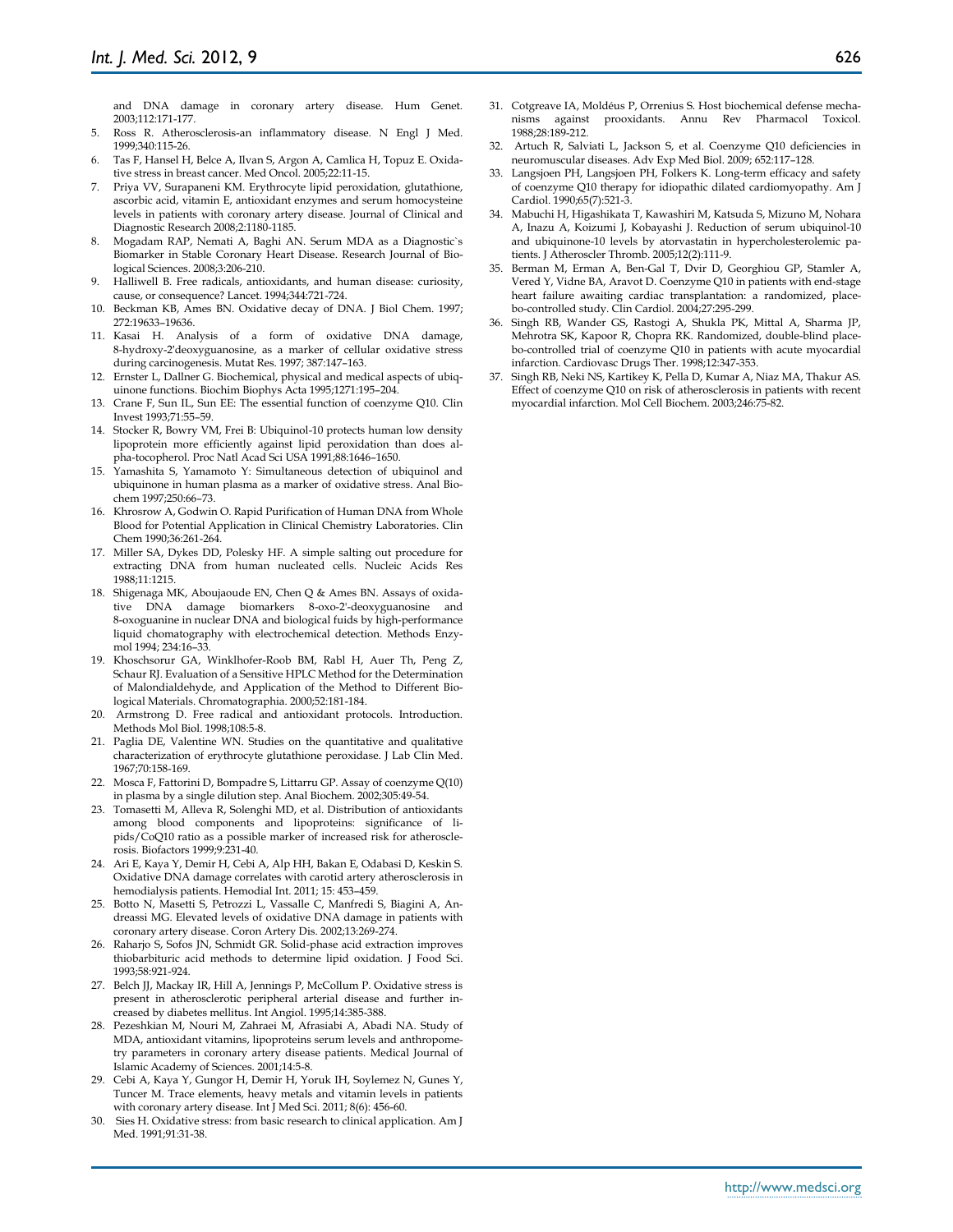and DNA damage in coronary artery disease. Hum Genet. 2003;112:171-177.

5. Ross R. Atherosclerosis-an inflammatory disease. N Engl J Med. 1999;340:115-26.
6. Tas F, Hansel H, Belce A, Ilvan S, Argon A, Camlica H, Topuz E. Oxidative stress in breast cancer. Med Oncol. 2005;22:11-15.
7. Priya VV, Surapaneni KM. Erythrocyte lipid peroxidation, glutathione, ascorbic acid, vitamin E, antioxidant enzymes and serum homocysteine levels in patients with coronary artery disease. Journal of Clinical and Diagnostic Research 2008;2:1180-1185.
8. Mogadam RAP, Nemati A, Baghi AN. Serum MDA as a Diagnostic`s Biomarker in Stable Coronary Heart Disease. Research Journal of Biological Sciences. 2008;3:206-210.
9. Halliwell B. Free radicals, antioxidants, and human disease: curiosity, cause, or consequence? Lancet. 1994;344:721-724.
10. Beckman KB, Ames BN. Oxidative decay of DNA. J Biol Chem. 1997; 272:19633–19636.
11. Kasai H. Analysis of a form of oxidative DNA damage, 8-hydroxy-2'deoxyguanosine, as a marker of cellular oxidative stress during carcinogenesis. Mutat Res. 1997; 387:147–163.
12. Ernster L, Dallner G. Biochemical, physical and medical aspects of ubiquinone functions. Biochim Biophys Acta 1995;1271:195–204.
13. Crane F, Sun IL, Sun EE: The essential function of coenzyme Q10. Clin Invest 1993;71:55–59.
14. Stocker R, Bowry VM, Frei B: Ubiquinol-10 protects human low density lipoprotein more efficiently against lipid peroxidation than does alpha-tocopherol. Proc Natl Acad Sci USA 1991;88:1646–1650.
15. Yamashita S, Yamamoto Y: Simultaneous detection of ubiquinol and ubiquinone in human plasma as a marker of oxidative stress. Anal Biochem 1997;250:66–73.
16. Khrosrow A, Godwin O. Rapid Purification of Human DNA from Whole Blood for Potential Application in Clinical Chemistry Laboratories. Clin Chem 1990;36:261-264.
17. Miller SA, Dykes DD, Polesky HF. A simple salting out procedure for extracting DNA from human nucleated cells. Nucleic Acids Res 1988;11:1215.
18. Shigenaga MK, Aboujaoude EN, Chen Q & Ames BN. Assays of oxidative DNA damage biomarkers 8-oxo-2'-deoxyguanosine and 8-oxoguanine in nuclear DNA and biological fuids by high-performance liquid chomatography with electrochemical detection. Methods Enzymol 1994; 234:16–33.
19. Khoschsorur GA, Winklhofer-Roob BM, Rabl H, Auer Th, Peng Z, Schaur RJ. Evaluation of a Sensitive HPLC Method for the Determination of Malondialdehyde, and Application of the Method to Different Biological Materials. Chromatographia. 2000;52:181-184.
20. Armstrong D. Free radical and antioxidant protocols. Introduction. Methods Mol Biol. 1998;108:5-8.
21. Paglia DE, Valentine WN. Studies on the quantitative and qualitative characterization of erythrocyte glutathione peroxidase. J Lab Clin Med. 1967;70:158-169.
22. Mosca F, Fattorini D, Bompadre S, Littarru GP. Assay of coenzyme Q(10) in plasma by a single dilution step. Anal Biochem. 2002;305:49-54.
23. Tomasetti M, Alleva R, Solenghi MD, et al. Distribution of antioxidants among blood components and lipoproteins: significance of lipids/CoQ10 ratio as a possible marker of increased risk for atherosclerosis. Biofactors 1999;9:231-40.
24. Ari E, Kaya Y, Demir H, Cebi A, Alp HH, Bakan E, Odabasi D, Keskin S. Oxidative DNA damage correlates with carotid artery atherosclerosis in hemodialysis patients. Hemodial Int. 2011; 15: 453–459.
25. Botto N, Masetti S, Petrozzi L, Vassalle C, Manfredi S, Biagini A, Andreassi MG. Elevated levels of oxidative DNA damage in patients with coronary artery disease. Coron Artery Dis. 2002;13:269-274.
26. Raharjo S, Sofos JN, Schmidt GR. Solid-phase acid extraction improves thiobarbituric acid methods to determine lipid oxidation. J Food Sci. 1993;58:921-924.
27. Belch JJ, Mackay IR, Hill A, Jennings P, McCollum P. Oxidative stress is present in atherosclerotic peripheral arterial disease and further increased by diabetes mellitus. Int Angiol. 1995;14:385-388.
28. Pezeshkian M, Nouri M, Zahraei M, Afrasiabi A, Abadi NA. Study of MDA, antioxidant vitamins, lipoproteins serum levels and anthropometry parameters in coronary artery disease patients. Medical Journal of Islamic Academy of Sciences. 2001;14:5-8.
29. Cebi A, Kaya Y, Gungor H, Demir H, Yoruk IH, Soylemez N, Gunes Y, Tuncer M. Trace elements, heavy metals and vitamin levels in patients with coronary artery disease. Int J Med Sci. 2011; 8(6): 456-60.
30. Sies H. Oxidative stress: from basic research to clinical application. Am J Med. 1991;91:31-38.
31. Cotgreave IA, Moldéus P, Orrenius S. Host biochemical defense mechanisms against prooxidants. Annu Rev Pharmacol Toxicol. 1988;28:189-212.
32. Artuch R, Salviati L, Jackson S, et al. Coenzyme Q10 deficiencies in neuromuscular diseases. Adv Exp Med Biol. 2009; 652:117–128.
33. Langsjoen PH, Langsjoen PH, Folkers K. Long-term efficacy and safety of coenzyme Q10 therapy for idiopathic dilated cardiomyopathy. Am J Cardiol. 1990;65(7):521-3.
34. Mabuchi H, Higashikata T, Kawashiri M, Katsuda S, Mizuno M, Nohara A, Inazu A, Koizumi J, Kobayashi J. Reduction of serum ubiquinol-10 and ubiquinone-10 levels by atorvastatin in hypercholesterolemic patients. J Atheroscler Thromb. 2005;12(2):111-9.
35. Berman M, Erman A, Ben-Gal T, Dvir D, Georghiou GP, Stamler A, Vered Y, Vidne BA, Aravot D. Coenzyme Q10 in patients with end-stage heart failure awaiting cardiac transplantation: a randomized, placebo-controlled study. Clin Cardiol. 2004;27:295-299.
36. Singh RB, Wander GS, Rastogi A, Shukla PK, Mittal A, Sharma JP, Mehrotra SK, Kapoor R, Chopra RK. Randomized, double-blind placebo-controlled trial of coenzyme Q10 in patients with acute myocardial infarction. Cardiovasc Drugs Ther. 1998;12:347-353.
37. Singh RB, Neki NS, Kartikey K, Pella D, Kumar A, Niaz MA, Thakur AS. Effect of coenzyme Q10 on risk of atherosclerosis in patients with recent myocardial infarction. Mol Cell Biochem. 2003;246:75-82.